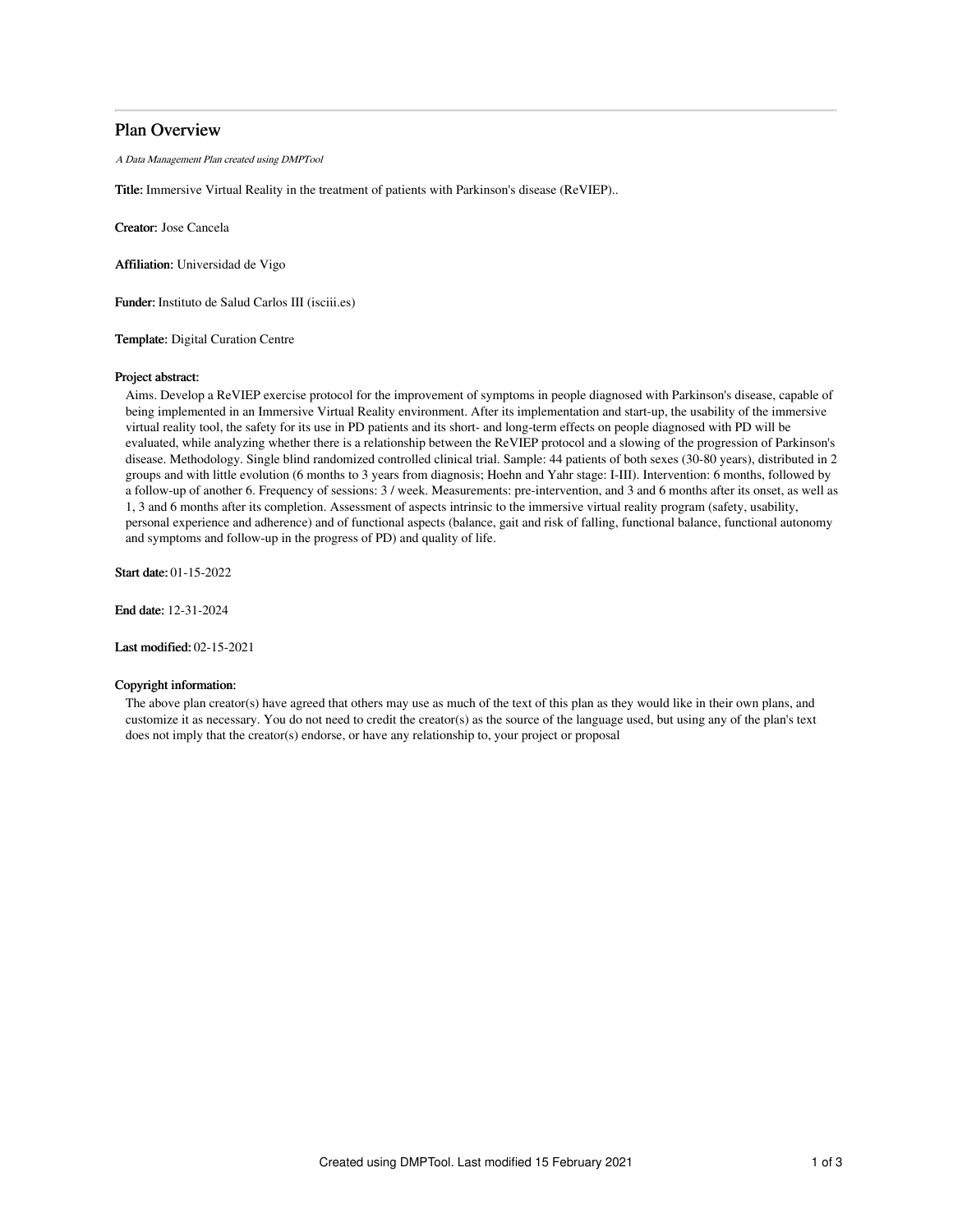# Plan Overview

*A Data Management Plan created using DMPTool*

**Title:** Immersive Virtual Reality in the treatment of patients with Parkinson's disease (ReVIEP)..

**Creator:** Jose Cancela

**Affiliation:** Universidad de Vigo

**Funder:** Instituto de Salud Carlos III (isciii.es)

**Template:** Digital Curation Centre

**Project abstract:**

Aims. Develop a ReVIEP exercise protocol for the improvement of symptoms in people diagnosed with Parkinson's disease, capable of being implemented in an Immersive Virtual Reality environment. After its implementation and start-up, the usability of the immersive virtual reality tool, the safety for its use in PD patients and its short- and long-term effects on people diagnosed with PD will be evaluated, while analyzing whether there is a relationship between the ReVIEP protocol and a slowing of the progression of Parkinson's disease. Methodology. Single blind randomized controlled clinical trial. Sample: 44 patients of both sexes (30-80 years), distributed in 2 groups and with little evolution (6 months to 3 years from diagnosis; Hoehn and Yahr stage: I-III). Intervention: 6 months, followed by a follow-up of another 6. Frequency of sessions: 3 / week. Measurements: pre-intervention, and 3 and 6 months after its onset, as well as 1, 3 and 6 months after its completion. Assessment of aspects intrinsic to the immersive virtual reality program (safety, usability, personal experience and adherence) and of functional aspects (balance, gait and risk of falling, functional balance, functional autonomy and symptoms and follow-up in the progress of PD) and quality of life.

**Start date:** 01-15-2022

**End date:** 12-31-2024

**Last modified:** 02-15-2021

**Copyright information:**

The above plan creator(s) have agreed that others may use as much of the text of this plan as they would like in their own plans, and customize it as necessary. You do not need to credit the creator(s) as the source of the language used, but using any of the plan's text does not imply that the creator(s) endorse, or have any relationship to, your project or proposal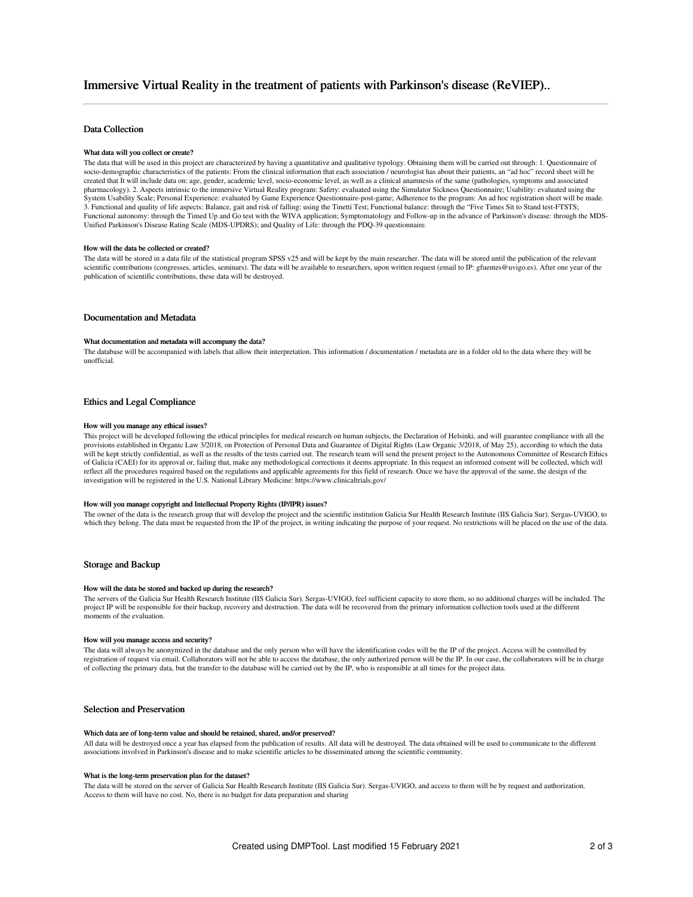# Immersive Virtual Reality in the treatment of patients with Parkinson's disease (ReVIEP)..

## Data Collection

### What data will you collect or create?

The data that will be used in this project are characterized by having a quantitative and qualitative typology. Obtaining them will be carried out through: 1. Questionnaire of socio-demographic characteristics of the patients: From the clinical information that each association / neurologist has about their patients, an "ad hoc" record sheet will be created that It will include data on: age, gender, academic level, socio-economic level, as well as a clinical anamnesis of the same (pathologies, symptoms and associated pharmacology). 2. Aspects intrinsic to the immersive Virtual Reality program: Safety: evaluated using the Simulator Sickness Questionnaire; Usability: evaluated using the System Usability Scale; Personal Experience: evaluated by Game Experience Questionnaire-post-game; Adherence to the program: An ad hoc registration sheet will be made. 3. Functional and quality of life aspects: Balance, gait and risk of falling: using the Tinetti Test; Functional balance: through the "Five Times Sit to Stand test-FTSTS; Functional autonomy: through the Timed Up and Go test with the WIVA application; Symptomatology and Follow-up in the advance of Parkinson's disease: through the MDS-Unified Parkinson's Disease Rating Scale (MDS-UPDRS); and Quality of Life: through the PDQ-39 questionnaire.

### How will the data be collected or created?

The data will be stored in a data file of the statistical program SPSS v25 and will be kept by the main researcher. The data will be stored until the publication of the relevant scientific contributions (congresses, articles, seminars). The data will be available to researchers, upon written request (email to IP: gfuentes@uvigo.es). After one year of the publication of scientific contributions, these data will be destroyed.

## Documentation and Metadata

### What documentation and metadata will accompany the data?

The database will be accompanied with labels that allow their interpretation. This information / documentation / metadata are in a folder old to the data where they will be unofficial.

## Ethics and Legal Compliance

### How will you manage any ethical issues?

This project will be developed following the ethical principles for medical research on human subjects, the Declaration of Helsinki, and will guarantee compliance with all the provisions established in Organic Law 3/2018, on Protection of Personal Data and Guarantee of Digital Rights (Law Organic 3/2018, of May 25), according to which the data will be kept strictly confidential, as well as the results of the tests carried out. The research team will send the present project to the Autonomous Committee of Research Ethics of Galicia (CAEI) for its approval or, failing that, make any methodological corrections it deems appropriate. In this request an informed consent will be collected, which will reflect all the procedures required based on the regulations and applicable agreements for this field of research. Once we have the approval of the same, the design of the investigation will be registered in the U.S. National Library Medicine: https://www.clinicaltrials.gov/

### How will you manage copyright and Intellectual Property Rights (IP/IPR) issues?

The owner of the data is the research group that will develop the project and the scientific institution Galicia Sur Health Research Institute (IIS Galicia Sur). Sergas-UVIGO, to which they belong. The data must be requested from the IP of the project, in writing indicating the purpose of your request. No restrictions will be placed on the use of the data.

## Storage and Backup

### How will the data be stored and backed up during the research?

The servers of the Galicia Sur Health Research Institute (IIS Galicia Sur). Sergas-UVIGO, feel sufficient capacity to store them, so no additional charges will be included. The project IP will be responsible for their backup, recovery and destruction. The data will be recovered from the primary information collection tools used at the different moments of the evaluation.

### How will you manage access and security?

The data will always be anonymized in the database and the only person who will have the identification codes will be the IP of the project. Access will be controlled by registration of request via email. Collaborators will not be able to access the database, the only authorized person will be the IP. In our case, the collaborators will be in charge of collecting the primary data, but the transfer to the database will be carried out by the IP, who is responsible at all times for the project data.

## Selection and Preservation

### Which data are of long-term value and should be retained, shared, and/or preserved?

All data will be destroyed once a year has elapsed from the publication of results. All data will be destroyed. The data obtained will be used to communicate to the different associations involved in Parkinson's disease and to make scientific articles to be disseminated among the scientific community.

### What is the long-term preservation plan for the dataset?

The data will be stored on the server of Galicia Sur Health Research Institute (IIS Galicia Sur). Sergas-UVIGO, and access to them will be by request and authorization. Access to them will have no cost. No, there is no budget for data preparation and sharing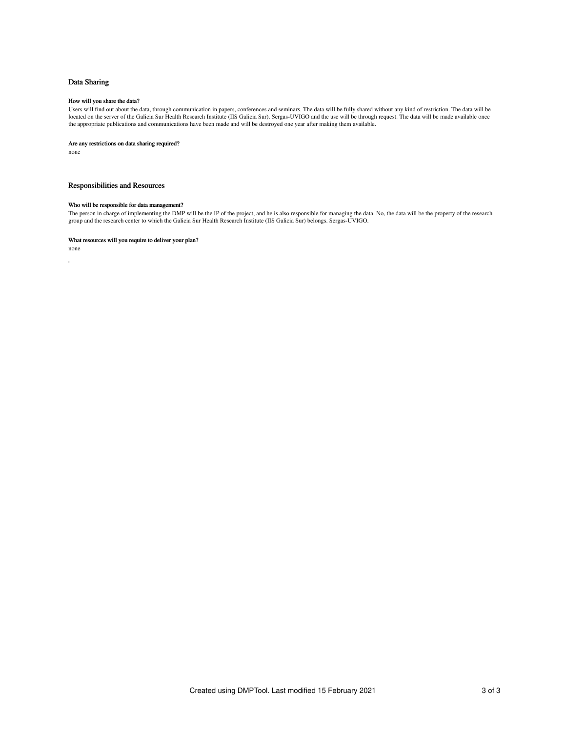## Data Sharing

### How will you share the data?

Users will find out about the data, through communication in papers, conferences and seminars. The data will be fully shared without any kind of restriction. The data will be located on the server of the Galicia Sur Health Research Institute (IIS Galicia Sur). Sergas-UVIGO and the use will be through request. The data will be made available once the appropriate publications and communications have been made and will be destroyed one year after making them available.

### Are any restrictions on data sharing required?

none

## Responsibilities and Resources

### Who will be responsible for data management?

The person in charge of implementing the DMP will be the IP of the project, and he is also responsible for managing the data. No, the data will be the property of the research group and the research center to which the Galicia Sur Health Research Institute (IIS Galicia Sur) belongs. Sergas-UVIGO.

### What resources will you require to deliver your plan?

none